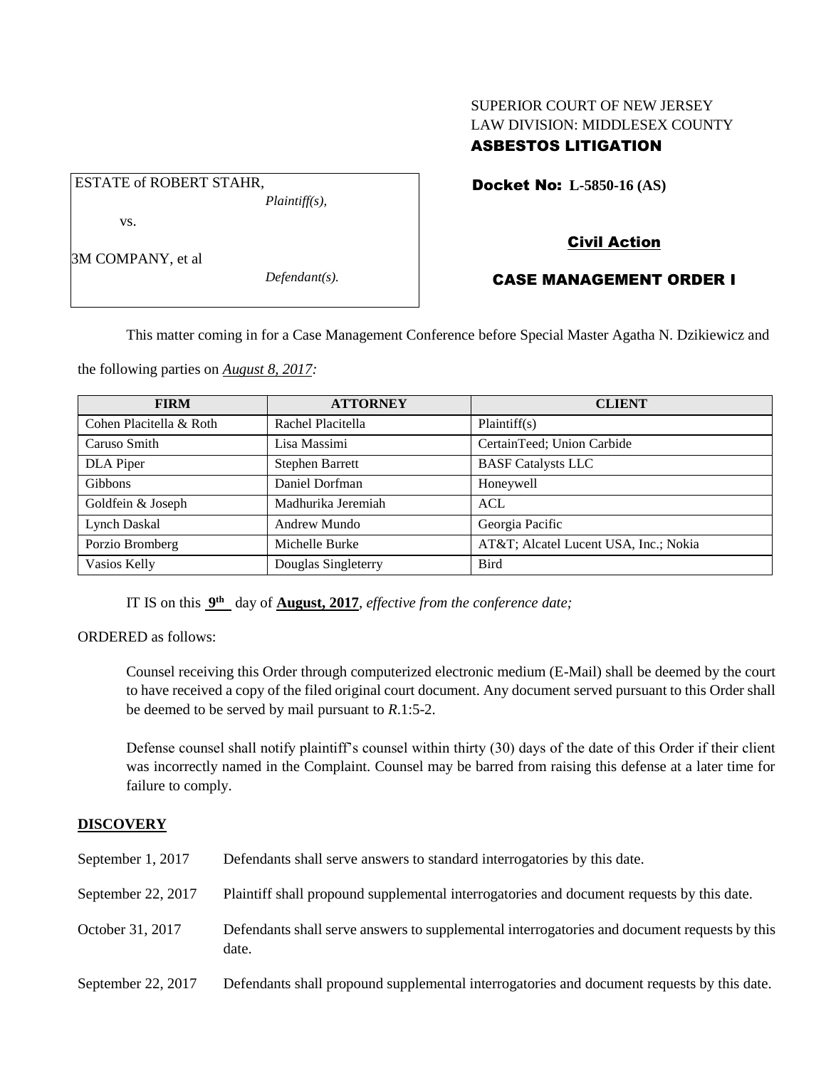SUPERIOR COURT OF NEW JERSEY
LAW DIVISION: MIDDLESEX COUNTY
**ASBESTOS LITIGATION**

ESTATE of ROBERT STAHR,
*Plaintiff(s),*

vs.

3M COMPANY, et al
*Defendant(s).*

**Docket No: L-5850-16 (AS)**

**Civil Action**

**CASE MANAGEMENT ORDER I**

This matter coming in for a Case Management Conference before Special Master Agatha N. Dzikiewicz and the following parties on *August 8, 2017:*

| FIRM | ATTORNEY | CLIENT |
|---|---|---|
| Cohen Placitella & Roth | Rachel Placitella | Plaintiff(s) |
| Caruso Smith | Lisa Massimi | CertainTeed; Union Carbide |
| DLA Piper | Stephen Barrett | BASF Catalysts LLC |
| Gibbons | Daniel Dorfman | Honeywell |
| Goldfein & Joseph | Madhurika Jeremiah | ACL |
| Lynch Daskal | Andrew Mundo | Georgia Pacific |
| Porzio Bromberg | Michelle Burke | AT&T; Alcatel Lucent USA, Inc.; Nokia |
| Vasios Kelly | Douglas Singleterry | Bird |

IT IS on this **9th** day of **August, 2017**, *effective from the conference date;*

ORDERED as follows:

Counsel receiving this Order through computerized electronic medium (E-Mail) shall be deemed by the court to have received a copy of the filed original court document. Any document served pursuant to this Order shall be deemed to be served by mail pursuant to *R*.1:5-2.

Defense counsel shall notify plaintiff's counsel within thirty (30) days of the date of this Order if their client was incorrectly named in the Complaint. Counsel may be barred from raising this defense at a later time for failure to comply.

## DISCOVERY

September 1, 2017 — Defendants shall serve answers to standard interrogatories by this date.

September 22, 2017 — Plaintiff shall propound supplemental interrogatories and document requests by this date.

October 31, 2017 — Defendants shall serve answers to supplemental interrogatories and document requests by this date.

September 22, 2017 — Defendants shall propound supplemental interrogatories and document requests by this date.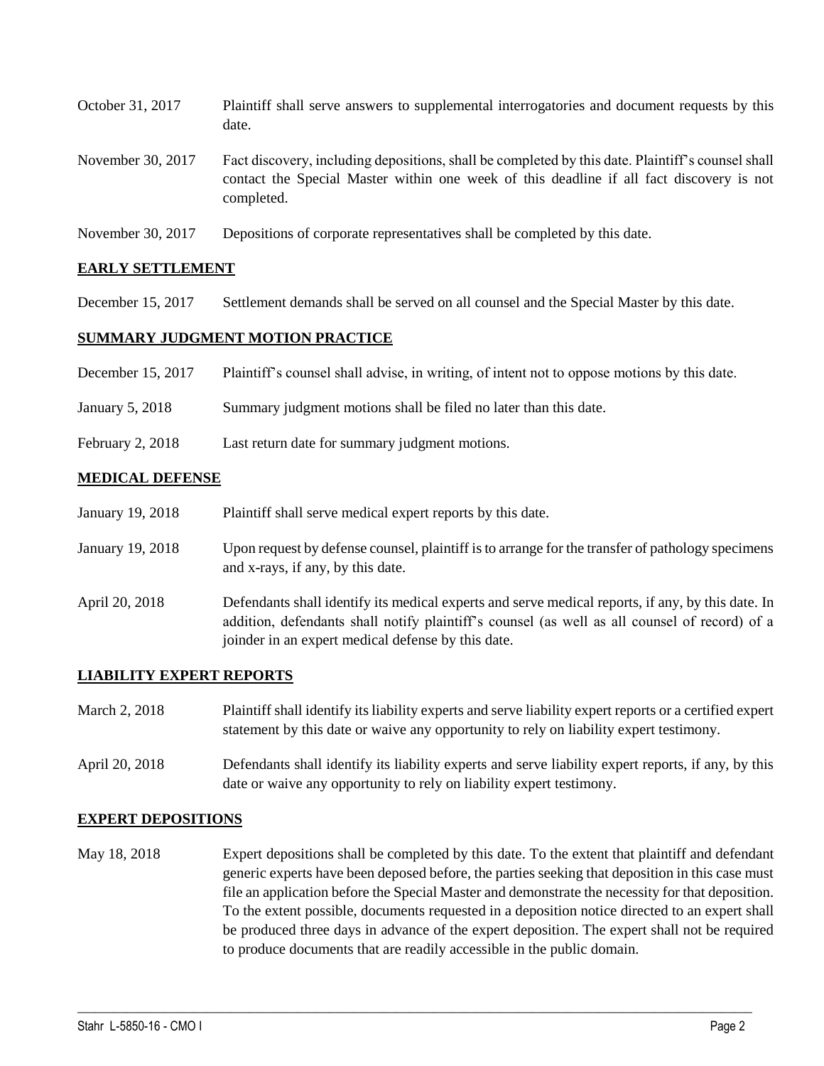| | |
|---|---|
| October 31, 2017 | Plaintiff shall serve answers to supplemental interrogatories and document requests by this date. |
| November 30, 2017 | Fact discovery, including depositions, shall be completed by this date. Plaintiff's counsel shall contact the Special Master within one week of this deadline if all fact discovery is not completed. |
| November 30, 2017 | Depositions of corporate representatives shall be completed by this date. |

## EARLY SETTLEMENT

| | |
|---|---|
| December 15, 2017 | Settlement demands shall be served on all counsel and the Special Master by this date. |

## SUMMARY JUDGMENT MOTION PRACTICE

| | |
|---|---|
| December 15, 2017 | Plaintiff's counsel shall advise, in writing, of intent not to oppose motions by this date. |
| January 5, 2018 | Summary judgment motions shall be filed no later than this date. |
| February 2, 2018 | Last return date for summary judgment motions. |

## MEDICAL DEFENSE

| | |
|---|---|
| January 19, 2018 | Plaintiff shall serve medical expert reports by this date. |
| January 19, 2018 | Upon request by defense counsel, plaintiff is to arrange for the transfer of pathology specimens and x-rays, if any, by this date. |
| April 20, 2018 | Defendants shall identify its medical experts and serve medical reports, if any, by this date. In addition, defendants shall notify plaintiff's counsel (as well as all counsel of record) of a joinder in an expert medical defense by this date. |

## LIABILITY EXPERT REPORTS

| | |
|---|---|
| March 2, 2018 | Plaintiff shall identify its liability experts and serve liability expert reports or a certified expert statement by this date or waive any opportunity to rely on liability expert testimony. |
| April 20, 2018 | Defendants shall identify its liability experts and serve liability expert reports, if any, by this date or waive any opportunity to rely on liability expert testimony. |

## EXPERT DEPOSITIONS

| | |
|---|---|
| May 18, 2018 | Expert depositions shall be completed by this date. To the extent that plaintiff and defendant generic experts have been deposed before, the parties seeking that deposition in this case must file an application before the Special Master and demonstrate the necessity for that deposition. To the extent possible, documents requested in a deposition notice directed to an expert shall be produced three days in advance of the expert deposition. The expert shall not be required to produce documents that are readily accessible in the public domain. |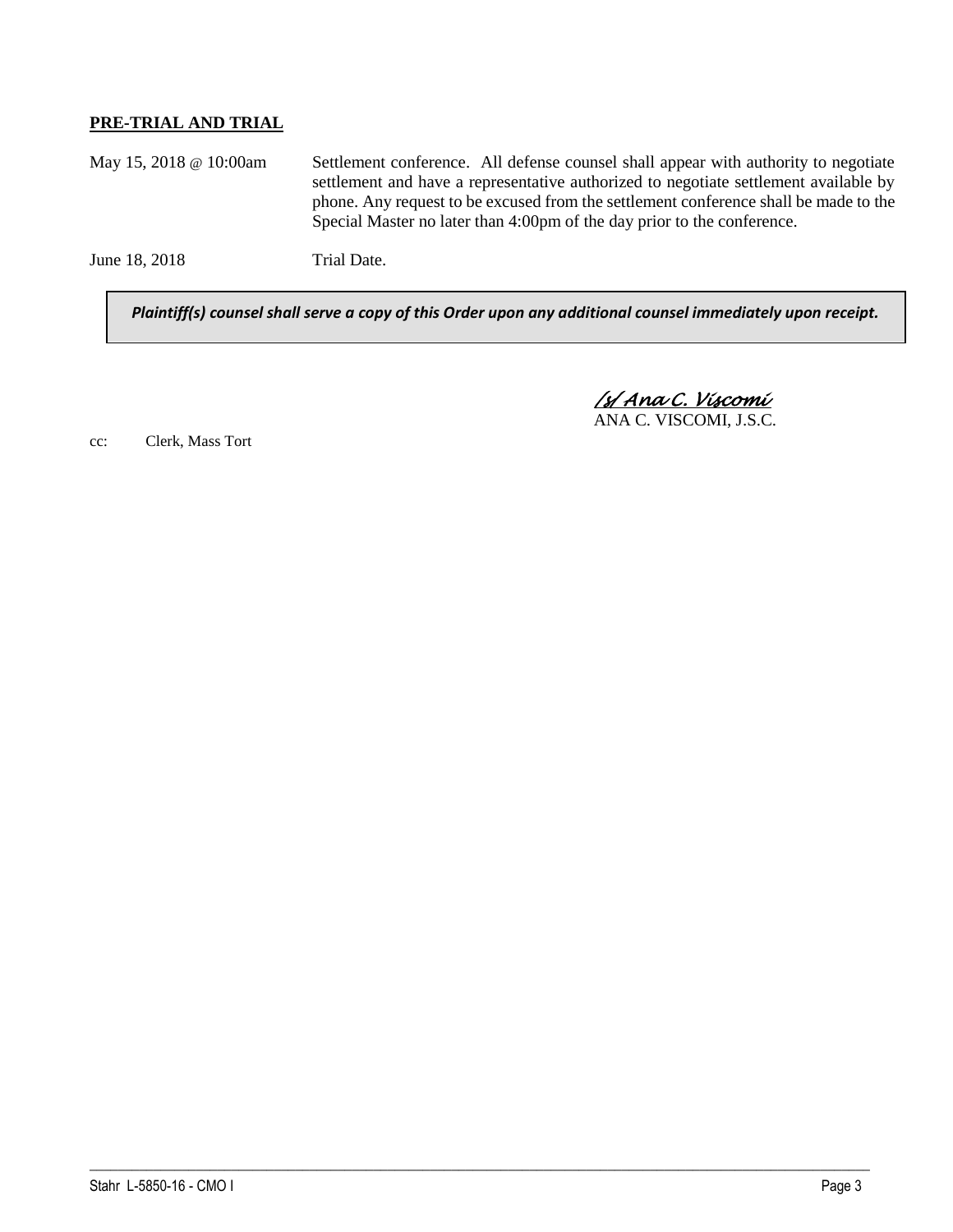**PRE-TRIAL AND TRIAL**

| | |
|---|---|
| May 15, 2018 @ 10:00am | Settlement conference. All defense counsel shall appear with authority to negotiate settlement and have a representative authorized to negotiate settlement available by phone. Any request to be excused from the settlement conference shall be made to the Special Master no later than 4:00pm of the day prior to the conference. |
| June 18, 2018 | Trial Date. |

***Plaintiff(s) counsel shall serve a copy of this Order upon any additional counsel immediately upon receipt.***

/s/ Ana C. Viscomi
ANA C. VISCOMI, J.S.C.

cc: Clerk, Mass Tort